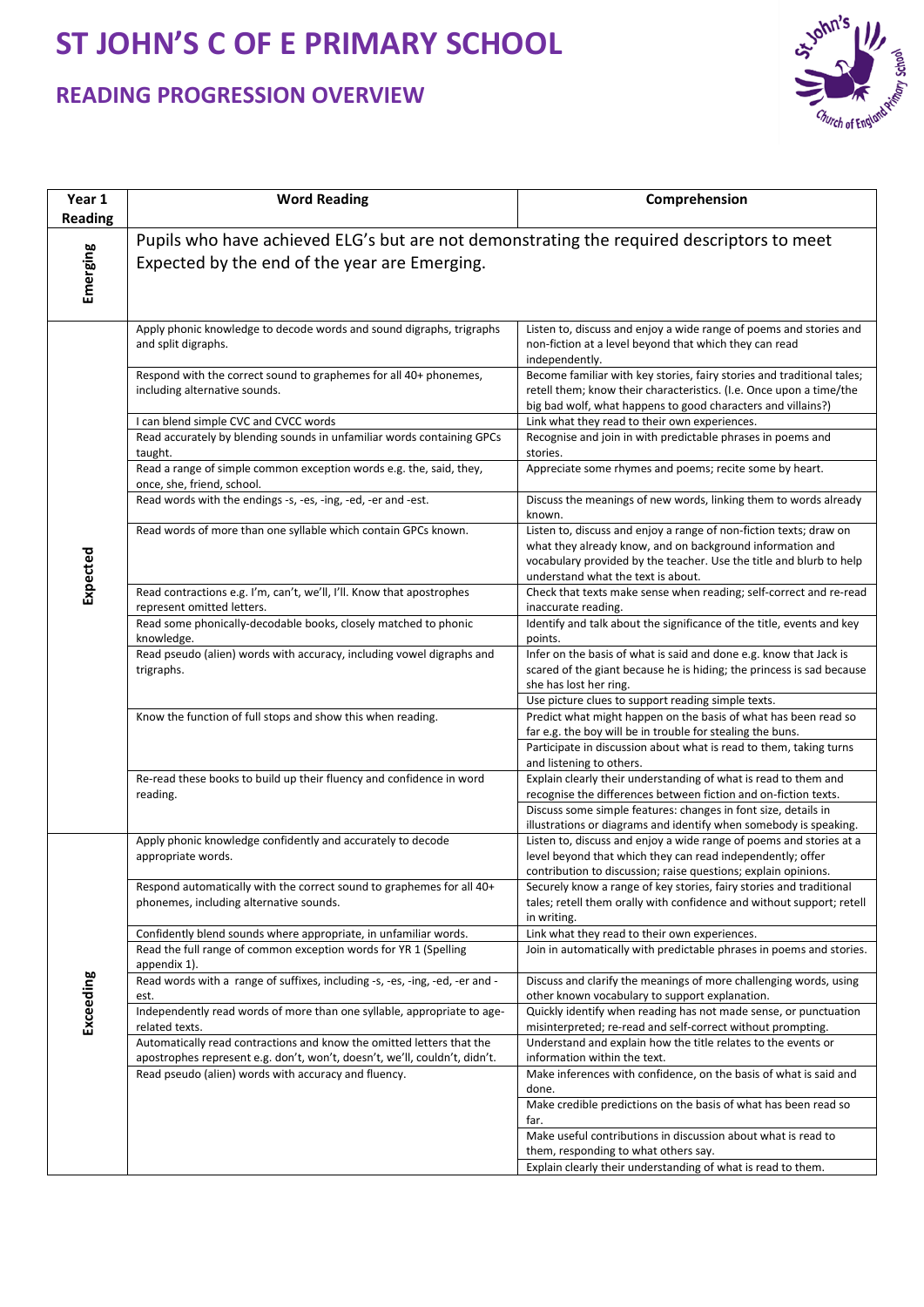# ST JOHN'S C OF E PRIMARY SCHOOL

## READING PROGRESSION OVERVIEW

| Year 1 Reading | Word Reading | Comprehension |
|---|---|---|
| Emerging | Pupils who have achieved ELG's but are not demonstrating the required descriptors to meet Expected by the end of the year are Emerging. | |
| Expected | Apply phonic knowledge to decode words and sound digraphs, trigraphs and split digraphs. | Listen to, discuss and enjoy a wide range of poems and stories and non-fiction at a level beyond that which they can read independently. |
| | Respond with the correct sound to graphemes for all 40+ phonemes, including alternative sounds. | Become familiar with key stories, fairy stories and traditional tales; retell them; know their characteristics. (I.e. Once upon a time/the big bad wolf, what happens to good characters and villains?) |
| | I can blend simple CVC and CVCC words | Link what they read to their own experiences. |
| | Read accurately by blending sounds in unfamiliar words containing GPCs taught. | Recognise and join in with predictable phrases in poems and stories. |
| | Read a range of simple common exception words e.g. the, said, they, once, she, friend, school. | Appreciate some rhymes and poems; recite some by heart. |
| | Read words with the endings -s, -es, -ing, -ed, -er and -est. | Discuss the meanings of new words, linking them to words already known. |
| | Read words of more than one syllable which contain GPCs known. | Listen to, discuss and enjoy a range of non-fiction texts; draw on what they already know, and on background information and vocabulary provided by the teacher. Use the title and blurb to help understand what the text is about. |
| | Read contractions e.g. I'm, can't, we'll, I'll. Know that apostrophes represent omitted letters. | Check that texts make sense when reading; self-correct and re-read inaccurate reading. |
| | Read some phonically-decodable books, closely matched to phonic knowledge. | Identify and talk about the significance of the title, events and key points. |
| | Read pseudo (alien) words with accuracy, including vowel digraphs and trigraphs. | Infer on the basis of what is said and done e.g. know that Jack is scared of the giant because he is hiding; the princess is sad because she has lost her ring. |
| | | Use picture clues to support reading simple texts. |
| | Know the function of full stops and show this when reading. | Predict what might happen on the basis of what has been read so far e.g. the boy will be in trouble for stealing the buns. |
| | | Participate in discussion about what is read to them, taking turns and listening to others. |
| | Re-read these books to build up their fluency and confidence in word reading. | Explain clearly their understanding of what is read to them and recognise the differences between fiction and on-fiction texts. |
| | | Discuss some simple features: changes in font size, details in illustrations or diagrams and identify when somebody is speaking. |
| Exceeding | Apply phonic knowledge confidently and accurately to decode appropriate words. | Listen to, discuss and enjoy a wide range of poems and stories at a level beyond that which they can read independently; offer contribution to discussion; raise questions; explain opinions. |
| | Respond automatically with the correct sound to graphemes for all 40+ phonemes, including alternative sounds. | Securely know a range of key stories, fairy stories and traditional tales; retell them orally with confidence and without support; retell in writing. |
| | Confidently blend sounds where appropriate, in unfamiliar words. | Link what they read to their own experiences. |
| | Read the full range of common exception words for YR 1 (Spelling appendix 1). | Join in automatically with predictable phrases in poems and stories. |
| | Read words with a range of suffixes, including -s, -es, -ing, -ed, -er and -est. | Discuss and clarify the meanings of more challenging words, using other known vocabulary to support explanation. |
| | Independently read words of more than one syllable, appropriate to age-related texts. | Quickly identify when reading has not made sense, or punctuation misinterpreted; re-read and self-corrected without prompting. |
| | Automatically read contractions and know the omitted letters that the apostrophes represent e.g. don't, won't, doesn't, we'll, couldn't, didn't. | Understand and explain how the title relates to the events or information within the text. |
| | Read pseudo (alien) words with accuracy and fluency. | Make inferences with confidence, on the basis of what is said and done. |
| | | Make credible predictions on the basis of what has been read so far. |
| | | Make useful contributions in discussion about what is read to them, responding to what others say. |
| | | Explain clearly their understanding of what is read to them. |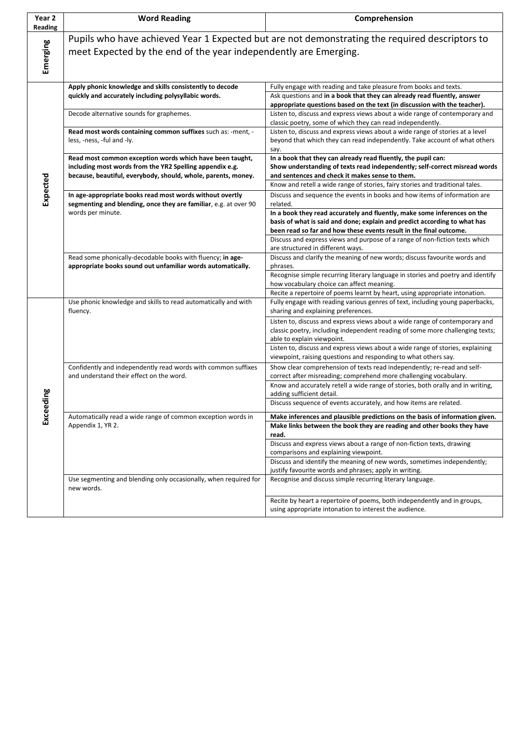| Year 2 Reading | Word Reading | Comprehension |
|---|---|---|
| Emerging | Pupils who have achieved Year 1 Expected but are not demonstrating the required descriptors to meet Expected by the end of the year independently are Emerging. | |
| Expected | **Apply phonic knowledge and skills consistently to decode quickly and accurately including polysyllabic words.** | Fully engage with reading and take pleasure from books and texts. |
| | | Ask questions and **in a book that they can already read fluently, answer appropriate questions based on the text (in discussion with the teacher).** |
| | Decode alternative sounds for graphemes. | Listen to, discuss and express views about a wide range of contemporary and classic poetry, some of which they can read independently. |
| | **Read most words containing common suffixes** such as: -ment, -less, -ness, -ful and -ly. | Listen to, discuss and express views about a wide range of stories at a level beyond that which they can read independently. Take account of what others say. |
| | **Read most common exception words which have been taught, including most words from the YR2 Spelling appendix e.g. because, beautiful, everybody, should, whole, parents, money.** | **In a book that they can already read fluently, the pupil can: Show understanding of texts read independently; self-correct misread words and sentences and check it makes sense to them.** |
| | | Know and retell a wide range of stories, fairy stories and traditional tales. |
| | **In age-appropriate books read most words without overtly segmenting and blending, once they are familiar**, e.g. at over 90 words per minute. | Discuss and sequence the events in books and how items of information are related. |
| | | **In a book they read accurately and fluently, make some inferences on the basis of what is said and done; explain and predict according to what has been read so far and how these events result in the final outcome.** |
| | | Discuss and express views and purpose of a range of non-fiction texts which are structured in different ways. |
| | Read some phonically-decodable books with fluency; **in age-appropriate books sound out unfamiliar words automatically.** | Discuss and clarify the meaning of new words; discuss favourite words and phrases. |
| | | Recognise simple recurring literary language in stories and poetry and identify how vocabulary choice can affect meaning. |
| | | Recite a repertoire of poems learnt by heart, using appropriate intonation. |
| Exceeding | Use phonic knowledge and skills to read automatically and with fluency. | Fully engage with reading various genres of text, including young paperbacks, sharing and explaining preferences. |
| | | Listen to, discuss and express views about a wide range of contemporary and classic poetry, including independent reading of some more challenging texts; able to explain viewpoint. |
| | | Listen to, discuss and express views about a wide range of stories, explaining viewpoint, raising questions and responding to what others say. |
| | Confidently and independently read words with common suffixes and understand their effect on the word. | Show clear comprehension of texts read independently; re-read and self-correct after misreading; comprehend more challenging vocabulary. |
| | | Know and accurately retell a wide range of stories, both orally and in writing, adding sufficient detail. |
| | | Discuss sequence of events accurately, and how items are related. |
| | Automatically read a wide range of common exception words in Appendix 1, YR 2. | **Make inferences and plausible predictions on the basis of information given.** |
| | | **Make links between the book they are reading and other books they have read.** |
| | | Discuss and express views about a range of non-fiction texts, drawing comparisons and explaining viewpoint. |
| | | Discuss and identify the meaning of new words, sometimes independently; justify favourite words and phrases; apply in writing. |
| | Use segmenting and blending only occasionally, when required for new words. | Recognise and discuss simple recurring literary language. |
| | | Recite by heart a repertoire of poems, both independently and in groups, using appropriate intonation to interest the audience. |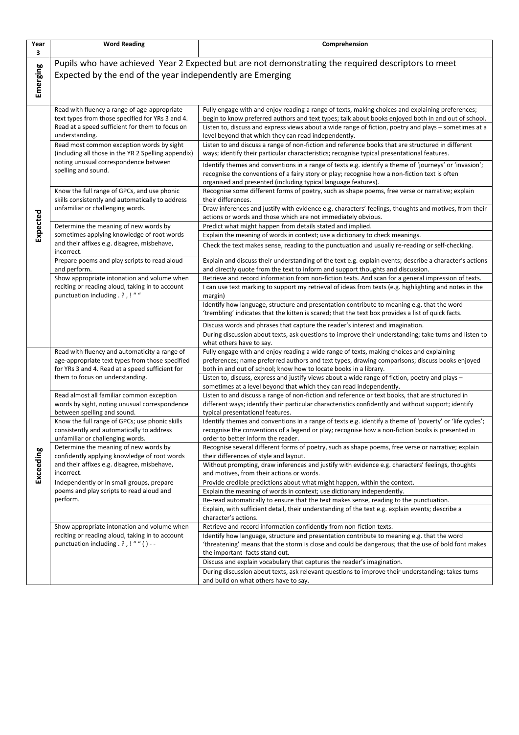| Year 3 | Word Reading | Comprehension |
|---|---|---|
| Emerging | Pupils who have achieved Year 2 Expected but are not demonstrating the required descriptors to meet Expected by the end of the year independently are Emerging | |
| Expected | Read with fluency a range of age-appropriate text types from those specified for YRs 3 and 4. Read at a speed sufficient for them to focus on understanding. | Fully engage with and enjoy reading a range of texts, making choices and explaining preferences; begin to know preferred authors and text types; talk about books enjoyed both in and out of school. |
| | | Listen to, discuss and express views about a wide range of fiction, poetry and plays – sometimes at a level beyond that which they can read independently. |
| | Read most common exception words by sight (including all those in the YR 2 Spelling appendix) noting unusual correspondence between spelling and sound. | Listen to and discuss a range of non-fiction and reference books that are structured in different ways; identify their particular characteristics; recognise typical presentational features. |
| | | Identify themes and conventions in a range of texts e.g. identify a theme of 'journeys' or 'invasion'; recognise the conventions of a fairy story or play; recognise how a non-fiction text is often organised and presented (including typical language features). |
| | Know the full range of GPCs, and use phonic skills consistently and automatically to address unfamiliar or challenging words. | Recognise some different forms of poetry, such as shape poems, free verse or narrative; explain their differences. |
| | | Draw inferences and justify with evidence e.g. characters' feelings, thoughts and motives, from their actions or words and those which are not immediately obvious. |
| | Determine the meaning of new words by sometimes applying knowledge of root words and their affixes e.g. disagree, misbehave, incorrect. | Predict what might happen from details stated and implied. |
| | | Explain the meaning of words in context; use a dictionary to check meanings. |
| | | Check the text makes sense, reading to the punctuation and usually re-reading or self-checking. |
| | Prepare poems and play scripts to read aloud and perform. | Explain and discuss their understanding of the text e.g. explain events; describe a character's actions and directly quote from the text to inform and support thoughts and discussion. |
| | Show appropriate intonation and volume when reciting or reading aloud, taking in to account punctuation including . ? , ! " " | Retrieve and record information from non-fiction texts. And scan for a general impression of texts. |
| | | I can use text marking to support my retrieval of ideas from texts (e.g. highlighting and notes in the margin) |
| | | Identify how language, structure and presentation contribute to meaning e.g. that the word 'trembling' indicates that the kitten is scared; that the text box provides a list of quick facts. |
| | | Discuss words and phrases that capture the reader's interest and imagination. |
| | | During discussion about texts, ask questions to improve their understanding; take turns and listen to what others have to say. |
| Exceeding | Read with fluency and automaticity a range of age-appropriate text types from those specified for YRs 3 and 4. Read at a speed sufficient for them to focus on understanding. | Fully engage with and enjoy reading a wide range of texts, making choices and explaining preferences; name preferred authors and text types, drawing comparisons; discuss books enjoyed both in and out of school; know how to locate books in a library. |
| | | Listen to, discuss, express and justify views about a wide range of fiction, poetry and plays – sometimes at a level beyond that which they can read independently. |
| | Read almost all familiar common exception words by sight, noting unusual correspondence between spelling and sound. | Listen to and discuss a range of non-fiction and reference or text books, that are structured in different ways; identify their particular characteristics confidently and without support; identify typical presentational features. |
| | Know the full range of GPCs; use phonic skills consistently and automatically to address unfamiliar or challenging words. | Identify themes and conventions in a range of texts e.g. identify a theme of 'poverty' or 'life cycles'; recognise the conventions of a legend or play; recognise how a non-fiction books is presented in order to better inform the reader. |
| | Determine the meaning of new words by confidently applying knowledge of root words and their affixes e.g. disagree, misbehave, incorrect. | Recognise several different forms of poetry, such as shape poems, free verse or narrative; explain their differences of style and layout. |
| | | Without prompting, draw inferences and justify with evidence e.g. characters' feelings, thoughts and motives, from their actions or words. |
| | Independently or in small groups, prepare poems and play scripts to read aloud and perform. | Provide credible predictions about what might happen, within the context. |
| | | Explain the meaning of words in context; use dictionary independently. |
| | | Re-read automatically to ensure that the text makes sense, reading to the punctuation. |
| | | Explain, with sufficient detail, their understanding of the text e.g. explain events; describe a character's actions. |
| | Show appropriate intonation and volume when reciting or reading aloud, taking in to account punctuation including . ? , ! " " ( ) - - | Retrieve and record information confidently from non-fiction texts. |
| | | Identify how language, structure and presentation contribute to meaning e.g. that the word 'threatening' means that the storm is close and could be dangerous; that the use of bold font makes the important facts stand out. |
| | | Discuss and explain vocabulary that captures the reader's imagination. |
| | | During discussion about texts, ask relevant questions to improve their understanding; takes turns and build on what others have to say. |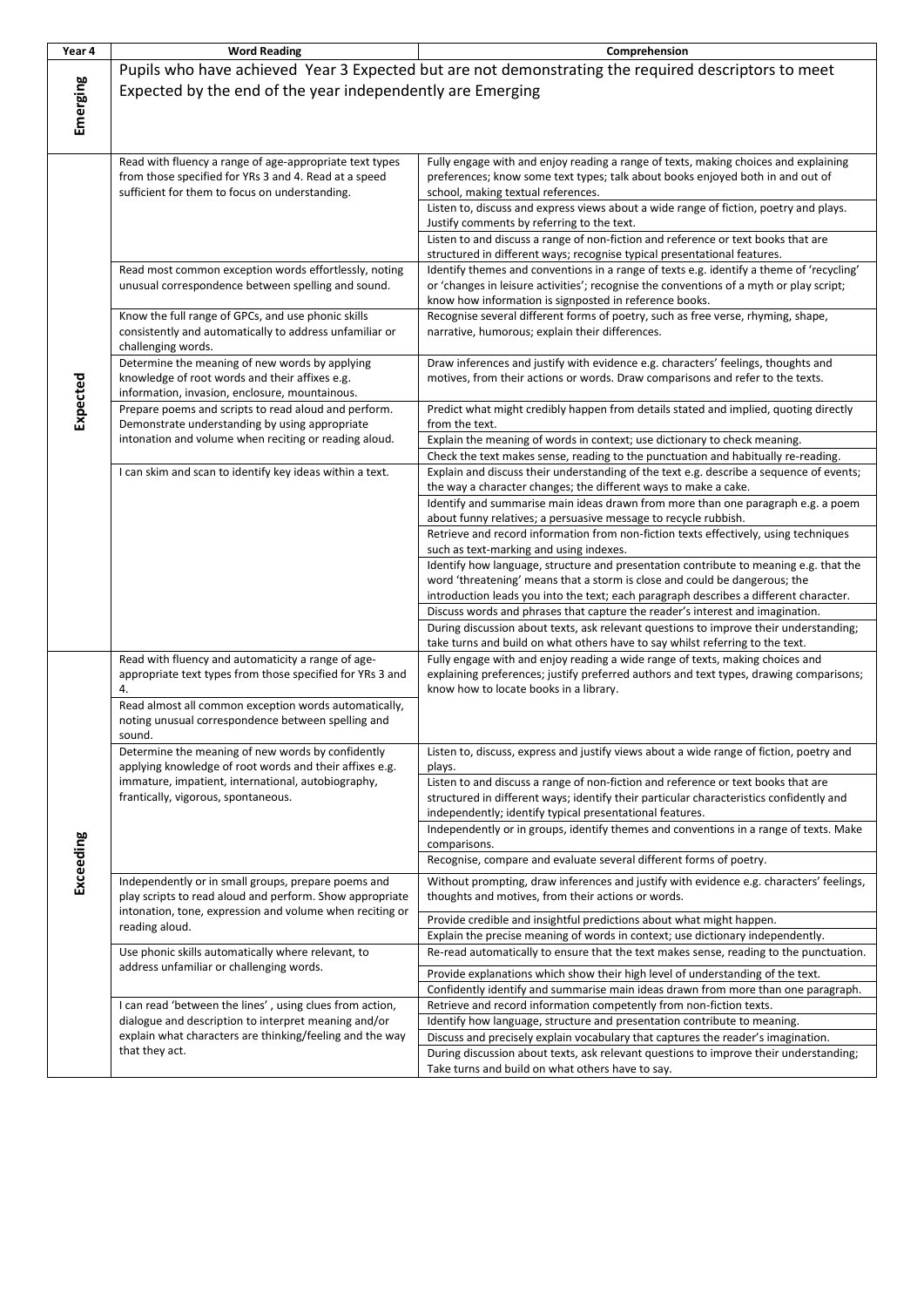| Year 4 | Word Reading | Comprehension |
|---|---|---|
| Emerging | Pupils who have achieved Year 3 Expected but are not demonstrating the required descriptors to meet Expected by the end of the year independently are Emerging | |
| Expected | Read with fluency a range of age-appropriate text types from those specified for YRs 3 and 4. Read at a speed sufficient for them to focus on understanding. | Fully engage with and enjoy reading a range of texts, making choices and explaining preferences; know some text types; talk about books enjoyed both in and out of school, making textual references. |
| | | Listen to, discuss and express views about a wide range of fiction, poetry and plays. Justify comments by referring to the text. |
| | | Listen to and discuss a range of non-fiction and reference or text books that are structured in different ways; recognise typical presentational features. |
| | Read most common exception words effortlessly, noting unusual correspondence between spelling and sound. | Identify themes and conventions in a range of texts e.g. identify a theme of 'recycling' or 'changes in leisure activities'; recognise the conventions of a myth or play script; know how information is signposted in reference books. |
| | Know the full range of GPCs, and use phonic skills consistently and automatically to address unfamiliar or challenging words. | Recognise several different forms of poetry, such as free verse, rhyming, shape, narrative, humorous; explain their differences. |
| | Determine the meaning of new words by applying knowledge of root words and their affixes e.g. information, invasion, enclosure, mountainous. | Draw inferences and justify with evidence e.g. characters' feelings, thoughts and motives, from their actions or words. Draw comparisons and refer to the texts. |
| | Prepare poems and scripts to read aloud and perform. Demonstrate understanding by using appropriate intonation and volume when reciting or reading aloud. | Predict what might credibly happen from details stated and implied, quoting directly from the text. |
| | | Explain the meaning of words in context; use dictionary to check meaning. |
| | | Check the text makes sense, reading to the punctuation and habitually re-reading. |
| | I can skim and scan to identify key ideas within a text. | Explain and discuss their understanding of the text e.g. describe a sequence of events; the way a character changes; the different ways to make a cake. |
| | | Identify and summarise main ideas drawn from more than one paragraph e.g. a poem about funny relatives; a persuasive message to recycle rubbish. |
| | | Retrieve and record information from non-fiction texts effectively, using techniques such as text-marking and using indexes. |
| | | Identify how language, structure and presentation contribute to meaning e.g. that the word 'threatening' means that a storm is close and could be dangerous; the introduction leads you into the text; each paragraph describes a different character. |
| | | Discuss words and phrases that capture the reader's interest and imagination. |
| | | During discussion about texts, ask relevant questions to improve their understanding; take turns and build on what others have to say whilst referring to the text. |
| Exceeding | Read with fluency and automaticity a range of age-appropriate text types from those specified for YRs 3 and 4. | Fully engage with and enjoy reading a wide range of texts, making choices and explaining preferences; justify preferred authors and text types, drawing comparisons; know how to locate books in a library. |
| | Read almost all common exception words automatically, noting unusual correspondence between spelling and sound. | |
| | Determine the meaning of new words by confidently applying knowledge of root words and their affixes e.g. immature, impatient, international, autobiography, frantically, vigorous, spontaneous. | Listen to, discuss, express and justify views about a wide range of fiction, poetry and plays. |
| | | Listen to and discuss a range of non-fiction and reference or text books that are structured in different ways; identify their particular characteristics confidently and independently; identify typical presentational features. |
| | | Independently or in groups, identify themes and conventions in a range of texts. Make comparisons. |
| | | Recognise, compare and evaluate several different forms of poetry. |
| | Independently or in small groups, prepare poems and play scripts to read aloud and perform. Show appropriate intonation, tone, expression and volume when reciting or reading aloud. | Without prompting, draw inferences and justify with evidence e.g. characters' feelings, thoughts and motives, from their actions or words. |
| | | Provide credible and insightful predictions about what might happen. |
| | | Explain the precise meaning of words in context; use dictionary independently. |
| | Use phonic skills automatically where relevant, to address unfamiliar or challenging words. | Re-read automatically to ensure that the text makes sense, reading to the punctuation. |
| | | Provide explanations which show their high level of understanding of the text. |
| | | Confidently identify and summarise main ideas drawn from more than one paragraph. |
| | I can read 'between the lines', using clues from action, dialogue and description to interpret meaning and/or explain what characters are thinking/feeling and the way that they act. | Retrieve and record information competently from non-fiction texts. |
| | | Identify how language, structure and presentation contribute to meaning. |
| | | Discuss and precisely explain vocabulary that captures the reader's imagination. |
| | | During discussion about texts, ask relevant questions to improve their understanding; Take turns and build on what others have to say. |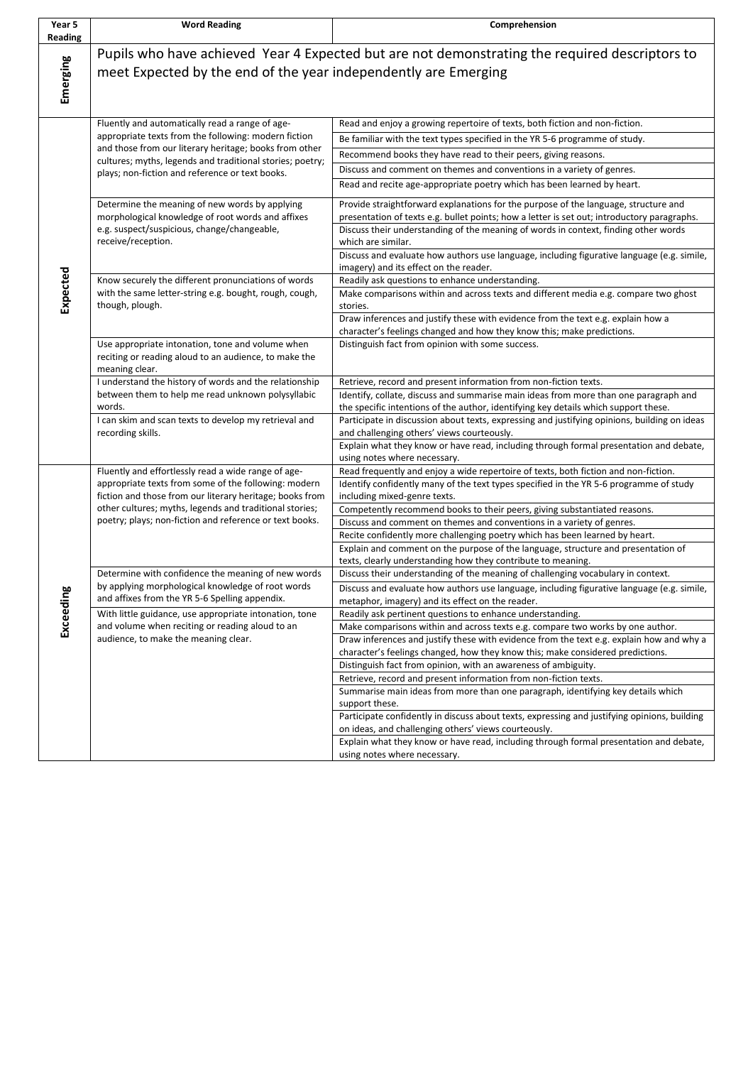| Year 5 Reading | Word Reading | Comprehension |
|---|---|---|
| Emerging | Pupils who have achieved Year 4 Expected but are not demonstrating the required descriptors to meet Expected by the end of the year independently are Emerging | |
| Expected | Fluently and automatically read a range of age-appropriate texts from the following: modern fiction and those from our literary heritage; books from other cultures; myths, legends and traditional stories; poetry; plays; non-fiction and reference or text books. | Read and enjoy a growing repertoire of texts, both fiction and non-fiction. |
| | | Be familiar with the text types specified in the YR 5-6 programme of study. |
| | | Recommend books they have read to their peers, giving reasons. |
| | | Discuss and comment on themes and conventions in a variety of genres. |
| | | Read and recite age-appropriate poetry which has been learned by heart. |
| | Determine the meaning of new words by applying morphological knowledge of root words and affixes e.g. suspect/suspicious, change/changeable, receive/reception. | Provide straightforward explanations for the purpose of the language, structure and presentation of texts e.g. bullet points; how a letter is set out; introductory paragraphs. |
| | | Discuss their understanding of the meaning of words in context, finding other words which are similar. |
| | | Discuss and evaluate how authors use language, including figurative language (e.g. simile, imagery) and its effect on the reader. |
| | Know securely the different pronunciations of words with the same letter-string e.g. bought, rough, cough, though, plough. | Readily ask questions to enhance understanding. |
| | | Make comparisons within and across texts and different media e.g. compare two ghost stories. |
| | | Draw inferences and justify these with evidence from the text e.g. explain how a character's feelings changed and how they know this; make predictions. |
| | Use appropriate intonation, tone and volume when reciting or reading aloud to an audience, to make the meaning clear. | Distinguish fact from opinion with some success. |
| | I understand the history of words and the relationship between them to help me read unknown polysyllabic words. | Retrieve, record and present information from non-fiction texts. |
| | | Identify, collate, discuss and summarise main ideas from more than one paragraph and the specific intentions of the author, identifying key details which support these. |
| | I can skim and scan texts to develop my retrieval and recording skills. | Participate in discussion about texts, expressing and justifying opinions, building on ideas and challenging others' views courteously. |
| | | Explain what they know or have read, including through formal presentation and debate, using notes where necessary. |
| Exceeding | Fluently and effortlessly read a wide range of age-appropriate texts from some of the following: modern fiction and those from our literary heritage; books from other cultures; myths, legends and traditional stories; poetry; plays; non-fiction and reference or text books. | Read frequently and enjoy a wide repertoire of texts, both fiction and non-fiction. |
| | | Identify confidently many of the text types specified in the YR 5-6 programme of study including mixed-genre texts. |
| | | Competently recommend books to their peers, giving substantiated reasons. |
| | | Discuss and comment on themes and conventions in a variety of genres. |
| | | Recite confidently more challenging poetry which has been learned by heart. |
| | | Explain and comment on the purpose of the language, structure and presentation of texts, clearly understanding how they contribute to meaning. |
| | Determine with confidence the meaning of new words by applying morphological knowledge of root words and affixes from the YR 5-6 Spelling appendix. | Discuss their understanding of the meaning of challenging vocabulary in context. |
| | | Discuss and evaluate how authors use language, including figurative language (e.g. simile, metaphor, imagery) and its effect on the reader. |
| | With little guidance, use appropriate intonation, tone and volume when reciting or reading aloud to an audience, to make the meaning clear. | Readily ask pertinent questions to enhance understanding. |
| | | Make comparisons within and across texts e.g. compare two works by one author. |
| | | Draw inferences and justify these with evidence from the text e.g. explain how and why a character's feelings changed, how they know this; make considered predictions. |
| | | Distinguish fact from opinion, with an awareness of ambiguity. |
| | | Retrieve, record and present information from non-fiction texts. |
| | | Summarise main ideas from more than one paragraph, identifying key details which support these. |
| | | Participate confidently in discuss about texts, expressing and justifying opinions, building on ideas, and challenging others' views courteously. |
| | | Explain what they know or have read, including through formal presentation and debate, using notes where necessary. |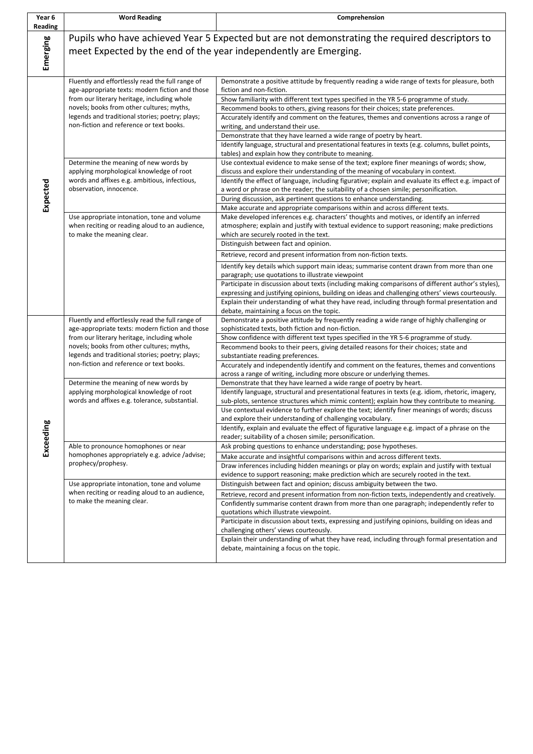| Year 6 Reading | Word Reading | Comprehension |
|---|---|---|
| Emerging | Pupils who have achieved Year 5 Expected but are not demonstrating the required descriptors to meet Expected by the end of the year independently are Emerging. | |
| Expected | Fluently and effortlessly read the full range of age-appropriate texts: modern fiction and those from our literary heritage, including whole novels; books from other cultures; myths, legends and traditional stories; poetry; plays; non-fiction and reference or text books. | Demonstrate a positive attitude by frequently reading a wide range of texts for pleasure, both fiction and non-fiction. |
| | | Show familiarity with different text types specified in the YR 5-6 programme of study. |
| | | Recommend books to others, giving reasons for their choices; state preferences. |
| | | Accurately identify and comment on the features, themes and conventions across a range of writing, and understand their use. |
| | | Demonstrate that they have learned a wide range of poetry by heart. |
| | | Identify language, structural and presentational features in texts (e.g. columns, bullet points, tables) and explain how they contribute to meaning. |
| | Determine the meaning of new words by applying morphological knowledge of root words and affixes e.g. ambitious, infectious, observation, innocence. | Use contextual evidence to make sense of the text; explore finer meanings of words; show, discuss and explore their understanding of the meaning of vocabulary in context. |
| | | Identify the effect of language, including figurative; explain and evaluate its effect e.g. impact of a word or phrase on the reader; the suitability of a chosen simile; personification. |
| | | During discussion, ask pertinent questions to enhance understanding. |
| | | Make accurate and appropriate comparisons within and across different texts. |
| | Use appropriate intonation, tone and volume when reciting or reading aloud to an audience, to make the meaning clear. | Make developed inferences e.g. characters' thoughts and motives, or identify an inferred atmosphere; explain and justify with textual evidence to support reasoning; make predictions which are securely rooted in the text. |
| | | Distinguish between fact and opinion. |
| | | Retrieve, record and present information from non-fiction texts. |
| | | Identify key details which support main ideas; summarise content drawn from more than one paragraph; use quotations to illustrate viewpoint |
| | | Participate in discussion about texts (including making comparisons of different author's styles), expressing and justifying opinions, building on ideas and challenging others' views courteously. |
| | | Explain their understanding of what they have read, including through formal presentation and debate, maintaining a focus on the topic. |
| Exceeding | Fluently and effortlessly read the full range of age-appropriate texts: modern fiction and those from our literary heritage, including whole novels; books from other cultures; myths, legends and traditional stories; poetry; plays; non-fiction and reference or text books. | Demonstrate a positive attitude by frequently reading a wide range of highly challenging or sophisticated texts, both fiction and non-fiction. |
| | | Show confidence with different text types specified in the YR 5-6 programme of study. |
| | | Recommend books to their peers, giving detailed reasons for their choices; state and substantiate reading preferences. |
| | | Accurately and independently identify and comment on the features, themes and conventions across a range of writing, including more obscure or underlying themes. |
| | Determine the meaning of new words by applying morphological knowledge of root words and affixes e.g. tolerance, substantial. | Demonstrate that they have learned a wide range of poetry by heart. |
| | | Identify language, structural and presentational features in texts (e.g. idiom, rhetoric, imagery, sub-plots, sentence structures which mimic content); explain how they contribute to meaning. |
| | | Use contextual evidence to further explore the text; identify finer meanings of words; discuss and explore their understanding of challenging vocabulary. |
| | | Identify, explain and evaluate the effect of figurative language e.g. impact of a phrase on the reader; suitability of a chosen simile; personification. |
| | Able to pronounce homophones or near homophones appropriately e.g. advice /advise; prophecy/prophesy. | Ask probing questions to enhance understanding; pose hypotheses. |
| | | Make accurate and insightful comparisons within and across different texts. |
| | | Draw inferences including hidden meanings or play on words; explain and justify with textual evidence to support reasoning; make prediction which are securely rooted in the text. |
| | Use appropriate intonation, tone and volume when reciting or reading aloud to an audience, to make the meaning clear. | Distinguish between fact and opinion; discuss ambiguity between the two. |
| | | Retrieve, record and present information from non-fiction texts, independently and creatively. |
| | | Confidently summarise content drawn from more than one paragraph; independently refer to quotations which illustrate viewpoint. |
| | | Participate in discussion about texts, expressing and justifying opinions, building on ideas and challenging others' views courteously. |
| | | Explain their understanding of what they have read, including through formal presentation and debate, maintaining a focus on the topic. |